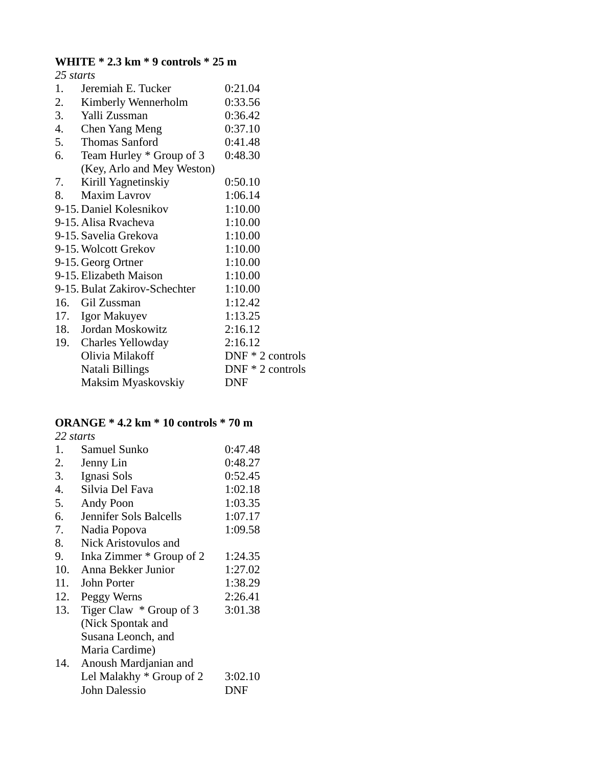**WHITE * 2.3 km * 9 controls * 25 m**

*25 starts*

| | | |
|---|---|---|
| 1. | Jeremiah E. Tucker | 0:21.04 |
| 2. | Kimberly Wennerholm | 0:33.56 |
| 3. | Yalli Zussman | 0:36.42 |
| 4. | Chen Yang Meng | 0:37.10 |
| 5. | Thomas Sanford | 0:41.48 |
| 6. | Team Hurley * Group of 3 (Key, Arlo and Mey Weston) | 0:48.30 |
| 7. | Kirill Yagnetinskiy | 0:50.10 |
| 8. | Maxim Lavrov | 1:06.14 |
| 9-15. | Daniel Kolesnikov | 1:10.00 |
| 9-15. | Alisa Rvacheva | 1:10.00 |
| 9-15. | Savelia Grekova | 1:10.00 |
| 9-15. | Wolcott Grekov | 1:10.00 |
| 9-15. | Georg Ortner | 1:10.00 |
| 9-15. | Elizabeth Maison | 1:10.00 |
| 9-15. | Bulat Zakirov-Schechter | 1:10.00 |
| 16. | Gil Zussman | 1:12.42 |
| 17. | Igor Makuyev | 1:13.25 |
| 18. | Jordan Moskowitz | 2:16.12 |
| 19. | Charles Yellowday | 2:16.12 |
| | Olivia Milakoff | DNF * 2 controls |
| | Natali Billings | DNF * 2 controls |
| | Maksim Myaskovskiy | DNF |

**ORANGE * 4.2 km * 10 controls * 70 m**

*22 starts*

| | | |
|---|---|---|
| 1. | Samuel Sunko | 0:47.48 |
| 2. | Jenny Lin | 0:48.27 |
| 3. | Ignasi Sols | 0:52.45 |
| 4. | Silvia Del Fava | 1:02.18 |
| 5. | Andy Poon | 1:03.35 |
| 6. | Jennifer Sols Balcells | 1:07.17 |
| 7. | Nadia Popova | 1:09.58 |
| 8. 9. | Nick Aristovulos and Inka Zimmer * Group of 2 | 1:24.35 |
| 10. | Anna Bekker Junior | 1:27.02 |
| 11. | John Porter | 1:38.29 |
| 12. | Peggy Werns | 2:26.41 |
| 13. | Tiger Claw * Group of 3 (Nick Spontak and Susana Leonch, and Maria Cardime) | 3:01.38 |
| 14. | Anoush Mardjanian and Lel Malakhy * Group of 2 | 3:02.10 |
| | John Dalessio | DNF |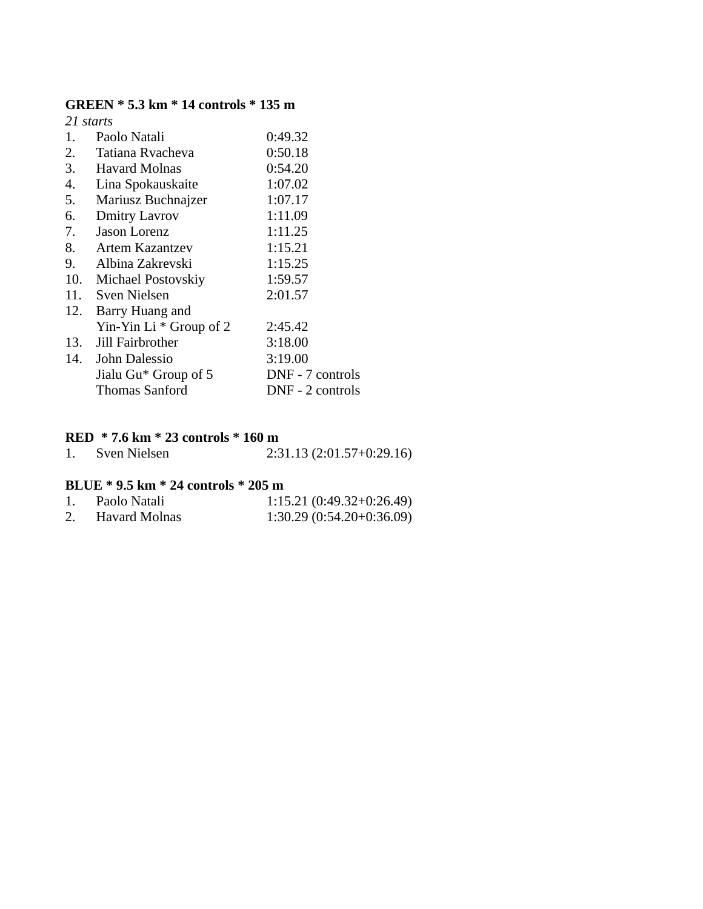**GREEN * 5.3 km * 14 controls * 135 m**

*21 starts*

| | | |
|---|---|---|
| 1. | Paolo Natali | 0:49.32 |
| 2. | Tatiana Rvacheva | 0:50.18 |
| 3. | Havard Molnas | 0:54.20 |
| 4. | Lina Spokauskaite | 1:07.02 |
| 5. | Mariusz Buchnajzer | 1:07.17 |
| 6. | Dmitry Lavrov | 1:11.09 |
| 7. | Jason Lorenz | 1:11.25 |
| 8. | Artem Kazantzev | 1:15.21 |
| 9. | Albina Zakrevski | 1:15.25 |
| 10. | Michael Postovskiy | 1:59.57 |
| 11. | Sven Nielsen | 2:01.57 |
| 12. | Barry Huang and Yin-Yin Li * Group of 2 | 2:45.42 |
| 13. | Jill Fairbrother | 3:18.00 |
| 14. | John Dalessio | 3:19.00 |
| | Jialu Gu* Group of 5 | DNF - 7 controls |
| | Thomas Sanford | DNF - 2 controls |

**RED * 7.6 km * 23 controls * 160 m**

| | | |
|---|---|---|
| 1. | Sven Nielsen | 2:31.13 (2:01.57+0:29.16) |

**BLUE * 9.5 km * 24 controls * 205 m**

| | | |
|---|---|---|
| 1. | Paolo Natali | 1:15.21 (0:49.32+0:26.49) |
| 2. | Havard Molnas | 1:30.29 (0:54.20+0:36.09) |